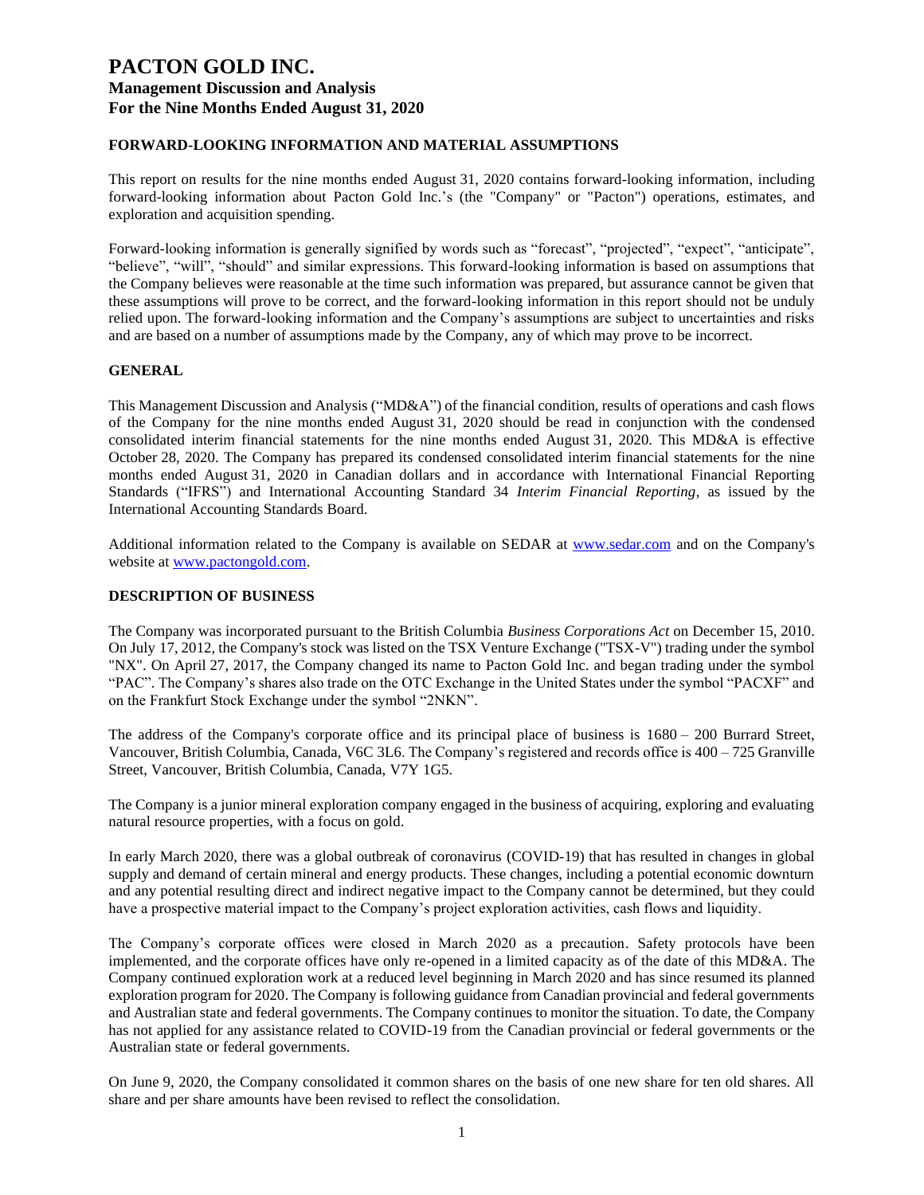# PACTON GOLD INC.

## Management Discussion and Analysis
## For the Nine Months Ended August 31, 2020

### FORWARD-LOOKING INFORMATION AND MATERIAL ASSUMPTIONS

This report on results for the nine months ended August 31, 2020 contains forward-looking information, including forward-looking information about Pacton Gold Inc.'s (the "Company" or "Pacton") operations, estimates, and exploration and acquisition spending.

Forward-looking information is generally signified by words such as "forecast", "projected", "expect", "anticipate", "believe", "will", "should" and similar expressions. This forward-looking information is based on assumptions that the Company believes were reasonable at the time such information was prepared, but assurance cannot be given that these assumptions will prove to be correct, and the forward-looking information in this report should not be unduly relied upon. The forward-looking information and the Company's assumptions are subject to uncertainties and risks and are based on a number of assumptions made by the Company, any of which may prove to be incorrect.

### GENERAL

This Management Discussion and Analysis ("MD&A") of the financial condition, results of operations and cash flows of the Company for the nine months ended August 31, 2020 should be read in conjunction with the condensed consolidated interim financial statements for the nine months ended August 31, 2020. This MD&A is effective October 28, 2020. The Company has prepared its condensed consolidated interim financial statements for the nine months ended August 31, 2020 in Canadian dollars and in accordance with International Financial Reporting Standards ("IFRS") and International Accounting Standard 34 *Interim Financial Reporting*, as issued by the International Accounting Standards Board.

Additional information related to the Company is available on SEDAR at [www.sedar.com](www.sedar.com) and on the Company's website at [www.pactongold.com](www.pactongold.com).

### DESCRIPTION OF BUSINESS

The Company was incorporated pursuant to the British Columbia *Business Corporations Act* on December 15, 2010. On July 17, 2012, the Company's stock was listed on the TSX Venture Exchange ("TSX-V") trading under the symbol "NX". On April 27, 2017, the Company changed its name to Pacton Gold Inc. and began trading under the symbol "PAC". The Company's shares also trade on the OTC Exchange in the United States under the symbol "PACXF" and on the Frankfurt Stock Exchange under the symbol "2NKN".

The address of the Company's corporate office and its principal place of business is 1680 – 200 Burrard Street, Vancouver, British Columbia, Canada, V6C 3L6. The Company's registered and records office is 400 – 725 Granville Street, Vancouver, British Columbia, Canada, V7Y 1G5.

The Company is a junior mineral exploration company engaged in the business of acquiring, exploring and evaluating natural resource properties, with a focus on gold.

In early March 2020, there was a global outbreak of coronavirus (COVID-19) that has resulted in changes in global supply and demand of certain mineral and energy products. These changes, including a potential economic downturn and any potential resulting direct and indirect negative impact to the Company cannot be determined, but they could have a prospective material impact to the Company's project exploration activities, cash flows and liquidity.

The Company's corporate offices were closed in March 2020 as a precaution. Safety protocols have been implemented, and the corporate offices have only re-opened in a limited capacity as of the date of this MD&A. The Company continued exploration work at a reduced level beginning in March 2020 and has since resumed its planned exploration program for 2020. The Company is following guidance from Canadian provincial and federal governments and Australian state and federal governments. The Company continues to monitor the situation. To date, the Company has not applied for any assistance related to COVID-19 from the Canadian provincial or federal governments or the Australian state or federal governments.

On June 9, 2020, the Company consolidated it common shares on the basis of one new share for ten old shares. All share and per share amounts have been revised to reflect the consolidation.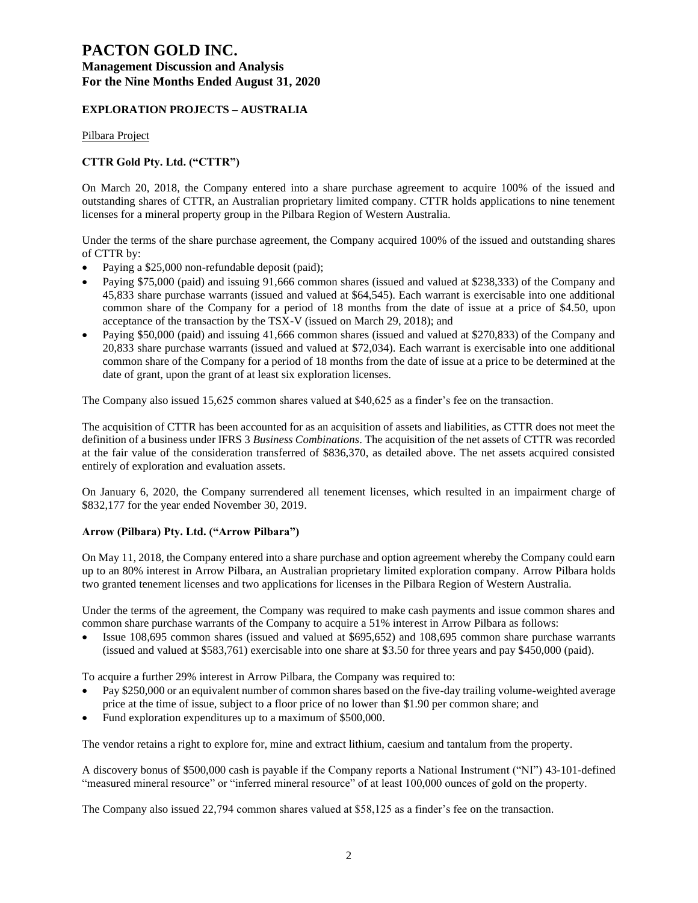## EXPLORATION PROJECTS – AUSTRALIA

Pilbara Project

### CTTR Gold Pty. Ltd. ("CTTR")

On March 20, 2018, the Company entered into a share purchase agreement to acquire 100% of the issued and outstanding shares of CTTR, an Australian proprietary limited company. CTTR holds applications to nine tenement licenses for a mineral property group in the Pilbara Region of Western Australia.

Under the terms of the share purchase agreement, the Company acquired 100% of the issued and outstanding shares of CTTR by:

- Paying a $25,000 non-refundable deposit (paid);
- Paying $75,000 (paid) and issuing 91,666 common shares (issued and valued at $238,333) of the Company and 45,833 share purchase warrants (issued and valued at $64,545). Each warrant is exercisable into one additional common share of the Company for a period of 18 months from the date of issue at a price of $4.50, upon acceptance of the transaction by the TSX-V (issued on March 29, 2018); and
- Paying $50,000 (paid) and issuing 41,666 common shares (issued and valued at $270,833) of the Company and 20,833 share purchase warrants (issued and valued at $72,034). Each warrant is exercisable into one additional common share of the Company for a period of 18 months from the date of issue at a price to be determined at the date of grant, upon the grant of at least six exploration licenses.

The Company also issued 15,625 common shares valued at $40,625 as a finder's fee on the transaction.

The acquisition of CTTR has been accounted for as an acquisition of assets and liabilities, as CTTR does not meet the definition of a business under IFRS 3 *Business Combinations*. The acquisition of the net assets of CTTR was recorded at the fair value of the consideration transferred of $836,370, as detailed above. The net assets acquired consisted entirely of exploration and evaluation assets.

On January 6, 2020, the Company surrendered all tenement licenses, which resulted in an impairment charge of $832,177 for the year ended November 30, 2019.

### Arrow (Pilbara) Pty. Ltd. ("Arrow Pilbara")

On May 11, 2018, the Company entered into a share purchase and option agreement whereby the Company could earn up to an 80% interest in Arrow Pilbara, an Australian proprietary limited exploration company. Arrow Pilbara holds two granted tenement licenses and two applications for licenses in the Pilbara Region of Western Australia.

Under the terms of the agreement, the Company was required to make cash payments and issue common shares and common share purchase warrants of the Company to acquire a 51% interest in Arrow Pilbara as follows:

- Issue 108,695 common shares (issued and valued at $695,652) and 108,695 common share purchase warrants (issued and valued at $583,761) exercisable into one share at $3.50 for three years and pay $450,000 (paid).

To acquire a further 29% interest in Arrow Pilbara, the Company was required to:

- Pay $250,000 or an equivalent number of common shares based on the five-day trailing volume-weighted average price at the time of issue, subject to a floor price of no lower than $1.90 per common share; and
- Fund exploration expenditures up to a maximum of $500,000.

The vendor retains a right to explore for, mine and extract lithium, caesium and tantalum from the property.

A discovery bonus of $500,000 cash is payable if the Company reports a National Instrument ("NI") 43-101-defined "measured mineral resource" or "inferred mineral resource" of at least 100,000 ounces of gold on the property.

The Company also issued 22,794 common shares valued at $58,125 as a finder's fee on the transaction.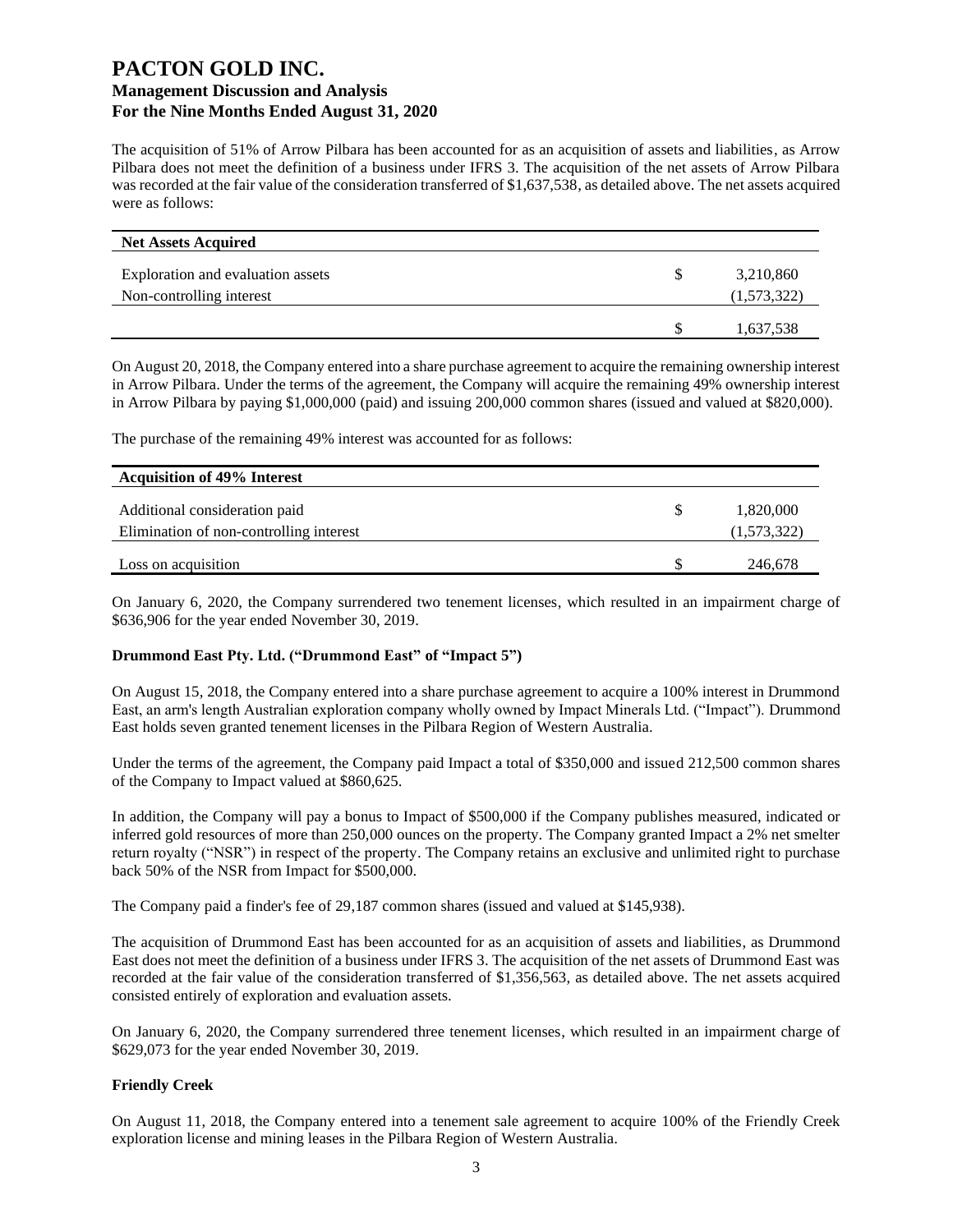The acquisition of 51% of Arrow Pilbara has been accounted for as an acquisition of assets and liabilities, as Arrow Pilbara does not meet the definition of a business under IFRS 3. The acquisition of the net assets of Arrow Pilbara was recorded at the fair value of the consideration transferred of $1,637,538, as detailed above. The net assets acquired were as follows:

| Net Assets Acquired | | |
|---|---|---|
| Exploration and evaluation assets | $ | 3,210,860 |
| Non-controlling interest | | (1,573,322) |
| | $ | 1,637,538 |

On August 20, 2018, the Company entered into a share purchase agreement to acquire the remaining ownership interest in Arrow Pilbara. Under the terms of the agreement, the Company will acquire the remaining 49% ownership interest in Arrow Pilbara by paying $1,000,000 (paid) and issuing 200,000 common shares (issued and valued at $820,000).

The purchase of the remaining 49% interest was accounted for as follows:

| Acquisition of 49% Interest | | |
|---|---|---|
| Additional consideration paid | $ | 1,820,000 |
| Elimination of non-controlling interest | | (1,573,322) |
| Loss on acquisition | $ | 246,678 |

On January 6, 2020, the Company surrendered two tenement licenses, which resulted in an impairment charge of $636,906 for the year ended November 30, 2019.

**Drummond East Pty. Ltd. ("Drummond East" of "Impact 5")**

On August 15, 2018, the Company entered into a share purchase agreement to acquire a 100% interest in Drummond East, an arm's length Australian exploration company wholly owned by Impact Minerals Ltd. ("Impact"). Drummond East holds seven granted tenement licenses in the Pilbara Region of Western Australia.

Under the terms of the agreement, the Company paid Impact a total of $350,000 and issued 212,500 common shares of the Company to Impact valued at $860,625.

In addition, the Company will pay a bonus to Impact of $500,000 if the Company publishes measured, indicated or inferred gold resources of more than 250,000 ounces on the property. The Company granted Impact a 2% net smelter return royalty ("NSR") in respect of the property. The Company retains an exclusive and unlimited right to purchase back 50% of the NSR from Impact for $500,000.

The Company paid a finder's fee of 29,187 common shares (issued and valued at $145,938).

The acquisition of Drummond East has been accounted for as an acquisition of assets and liabilities, as Drummond East does not meet the definition of a business under IFRS 3. The acquisition of the net assets of Drummond East was recorded at the fair value of the consideration transferred of $1,356,563, as detailed above. The net assets acquired consisted entirely of exploration and evaluation assets.

On January 6, 2020, the Company surrendered three tenement licenses, which resulted in an impairment charge of $629,073 for the year ended November 30, 2019.

**Friendly Creek**

On August 11, 2018, the Company entered into a tenement sale agreement to acquire 100% of the Friendly Creek exploration license and mining leases in the Pilbara Region of Western Australia.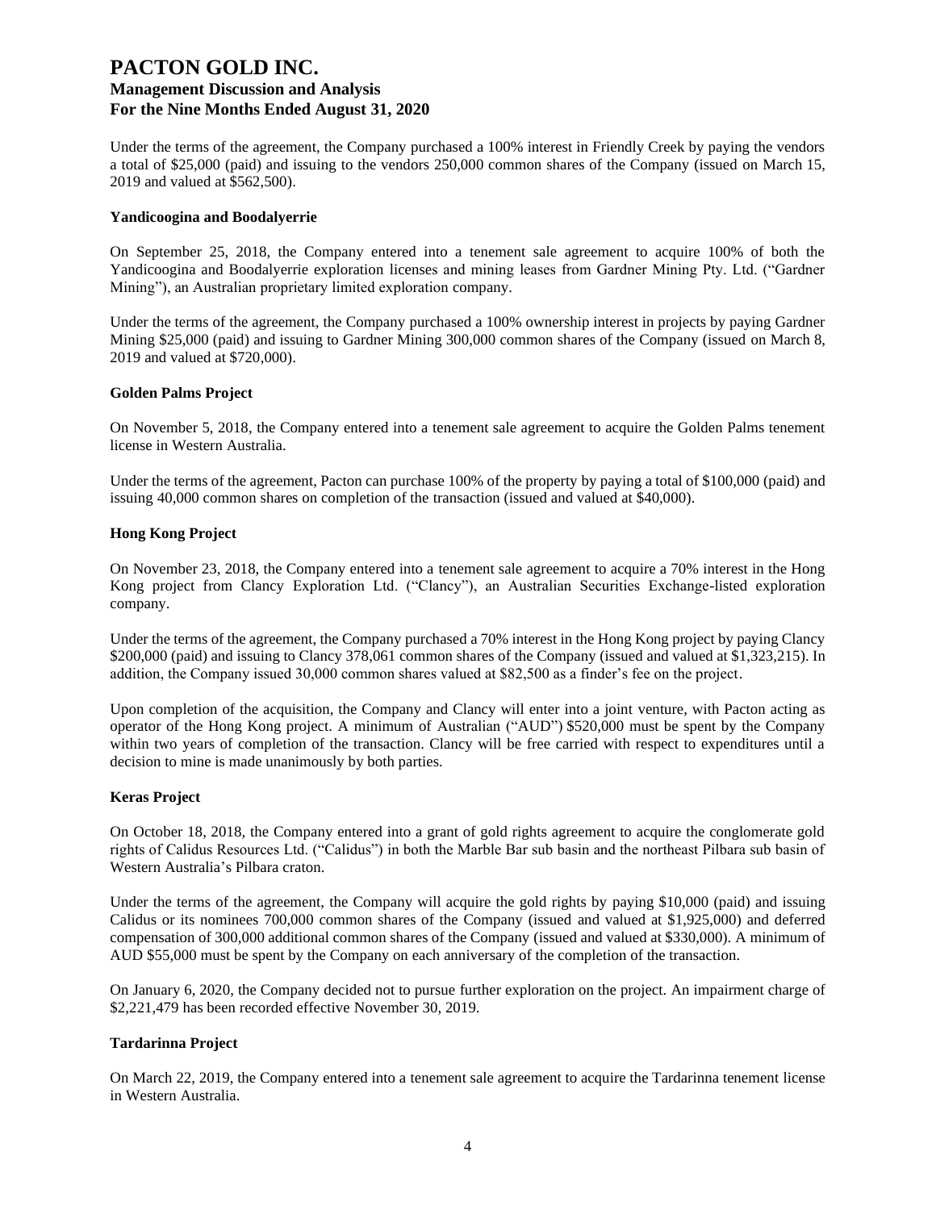Under the terms of the agreement, the Company purchased a 100% interest in Friendly Creek by paying the vendors a total of $25,000 (paid) and issuing to the vendors 250,000 common shares of the Company (issued on March 15, 2019 and valued at $562,500).

**Yandicoogina and Boodalyerrie**

On September 25, 2018, the Company entered into a tenement sale agreement to acquire 100% of both the Yandicoogina and Boodalyerrie exploration licenses and mining leases from Gardner Mining Pty. Ltd. ("Gardner Mining"), an Australian proprietary limited exploration company.

Under the terms of the agreement, the Company purchased a 100% ownership interest in projects by paying Gardner Mining $25,000 (paid) and issuing to Gardner Mining 300,000 common shares of the Company (issued on March 8, 2019 and valued at $720,000).

**Golden Palms Project**

On November 5, 2018, the Company entered into a tenement sale agreement to acquire the Golden Palms tenement license in Western Australia.

Under the terms of the agreement, Pacton can purchase 100% of the property by paying a total of $100,000 (paid) and issuing 40,000 common shares on completion of the transaction (issued and valued at $40,000).

**Hong Kong Project**

On November 23, 2018, the Company entered into a tenement sale agreement to acquire a 70% interest in the Hong Kong project from Clancy Exploration Ltd. ("Clancy"), an Australian Securities Exchange-listed exploration company.

Under the terms of the agreement, the Company purchased a 70% interest in the Hong Kong project by paying Clancy $200,000 (paid) and issuing to Clancy 378,061 common shares of the Company (issued and valued at $1,323,215). In addition, the Company issued 30,000 common shares valued at $82,500 as a finder's fee on the project.

Upon completion of the acquisition, the Company and Clancy will enter into a joint venture, with Pacton acting as operator of the Hong Kong project. A minimum of Australian ("AUD") $520,000 must be spent by the Company within two years of completion of the transaction. Clancy will be free carried with respect to expenditures until a decision to mine is made unanimously by both parties.

**Keras Project**

On October 18, 2018, the Company entered into a grant of gold rights agreement to acquire the conglomerate gold rights of Calidus Resources Ltd. ("Calidus") in both the Marble Bar sub basin and the northeast Pilbara sub basin of Western Australia's Pilbara craton.

Under the terms of the agreement, the Company will acquire the gold rights by paying $10,000 (paid) and issuing Calidus or its nominees 700,000 common shares of the Company (issued and valued at $1,925,000) and deferred compensation of 300,000 additional common shares of the Company (issued and valued at $330,000). A minimum of AUD $55,000 must be spent by the Company on each anniversary of the completion of the transaction.

On January 6, 2020, the Company decided not to pursue further exploration on the project. An impairment charge of $2,221,479 has been recorded effective November 30, 2019.

**Tardarinna Project**

On March 22, 2019, the Company entered into a tenement sale agreement to acquire the Tardarinna tenement license in Western Australia.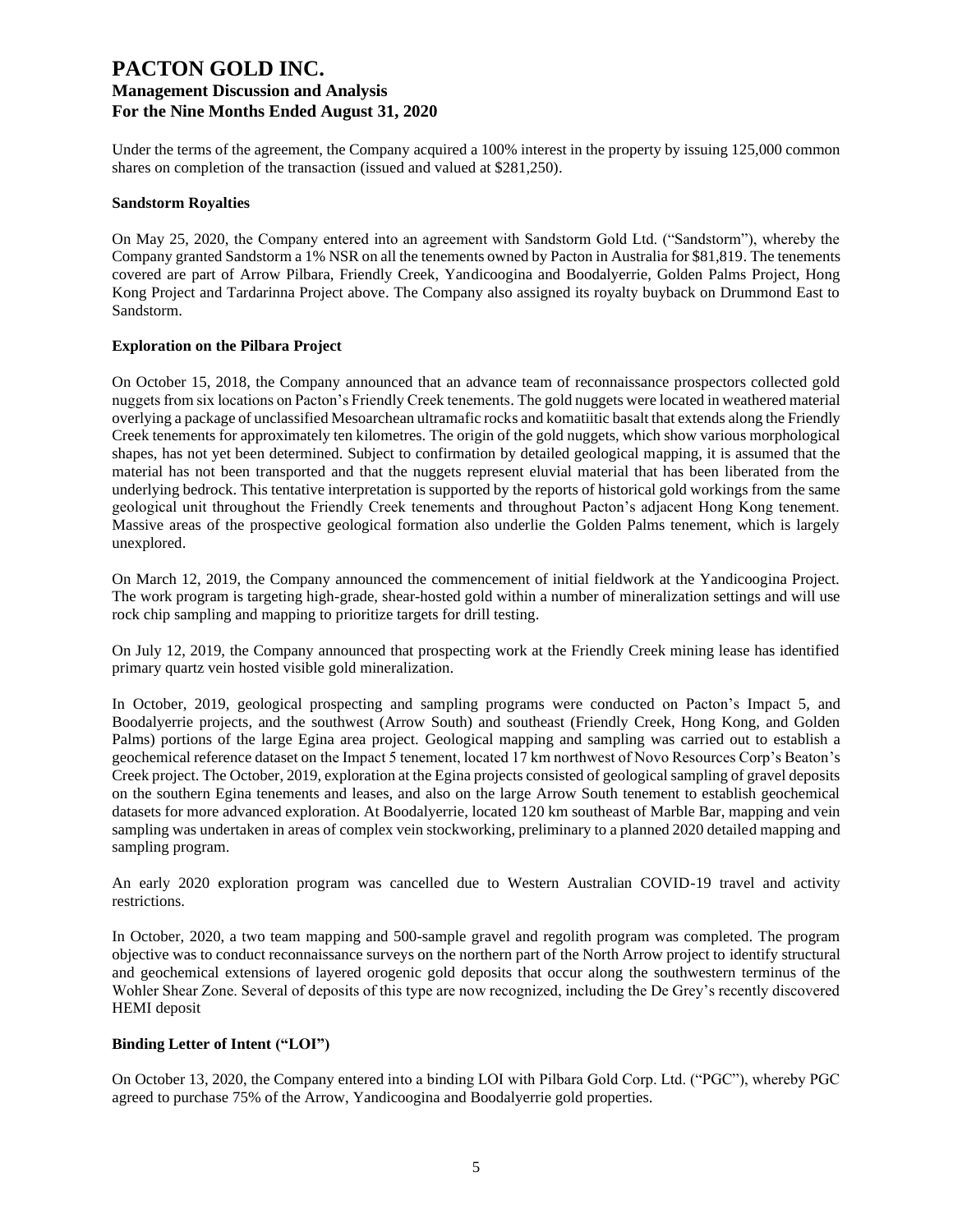Under the terms of the agreement, the Company acquired a 100% interest in the property by issuing 125,000 common shares on completion of the transaction (issued and valued at $281,250).

**Sandstorm Royalties**

On May 25, 2020, the Company entered into an agreement with Sandstorm Gold Ltd. ("Sandstorm"), whereby the Company granted Sandstorm a 1% NSR on all the tenements owned by Pacton in Australia for $81,819. The tenements covered are part of Arrow Pilbara, Friendly Creek, Yandicoogina and Boodalyerrie, Golden Palms Project, Hong Kong Project and Tardarinna Project above. The Company also assigned its royalty buyback on Drummond East to Sandstorm.

**Exploration on the Pilbara Project**

On October 15, 2018, the Company announced that an advance team of reconnaissance prospectors collected gold nuggets from six locations on Pacton's Friendly Creek tenements. The gold nuggets were located in weathered material overlying a package of unclassified Mesoarchean ultramafic rocks and komatiitic basalt that extends along the Friendly Creek tenements for approximately ten kilometres. The origin of the gold nuggets, which show various morphological shapes, has not yet been determined. Subject to confirmation by detailed geological mapping, it is assumed that the material has not been transported and that the nuggets represent eluvial material that has been liberated from the underlying bedrock. This tentative interpretation is supported by the reports of historical gold workings from the same geological unit throughout the Friendly Creek tenements and throughout Pacton's adjacent Hong Kong tenement. Massive areas of the prospective geological formation also underlie the Golden Palms tenement, which is largely unexplored.

On March 12, 2019, the Company announced the commencement of initial fieldwork at the Yandicoogina Project. The work program is targeting high-grade, shear-hosted gold within a number of mineralization settings and will use rock chip sampling and mapping to prioritize targets for drill testing.

On July 12, 2019, the Company announced that prospecting work at the Friendly Creek mining lease has identified primary quartz vein hosted visible gold mineralization.

In October, 2019, geological prospecting and sampling programs were conducted on Pacton's Impact 5, and Boodalyerrie projects, and the southwest (Arrow South) and southeast (Friendly Creek, Hong Kong, and Golden Palms) portions of the large Egina area project. Geological mapping and sampling was carried out to establish a geochemical reference dataset on the Impact 5 tenement, located 17 km northwest of Novo Resources Corp's Beaton's Creek project. The October, 2019, exploration at the Egina projects consisted of geological sampling of gravel deposits on the southern Egina tenements and leases, and also on the large Arrow South tenement to establish geochemical datasets for more advanced exploration. At Boodalyerrie, located 120 km southeast of Marble Bar, mapping and vein sampling was undertaken in areas of complex vein stockworking, preliminary to a planned 2020 detailed mapping and sampling program.

An early 2020 exploration program was cancelled due to Western Australian COVID-19 travel and activity restrictions.

In October, 2020, a two team mapping and 500-sample gravel and regolith program was completed. The program objective was to conduct reconnaissance surveys on the northern part of the North Arrow project to identify structural and geochemical extensions of layered orogenic gold deposits that occur along the southwestern terminus of the Wohler Shear Zone. Several of deposits of this type are now recognized, including the De Grey's recently discovered HEMI deposit

**Binding Letter of Intent ("LOI")**

On October 13, 2020, the Company entered into a binding LOI with Pilbara Gold Corp. Ltd. ("PGC"), whereby PGC agreed to purchase 75% of the Arrow, Yandicoogina and Boodalyerrie gold properties.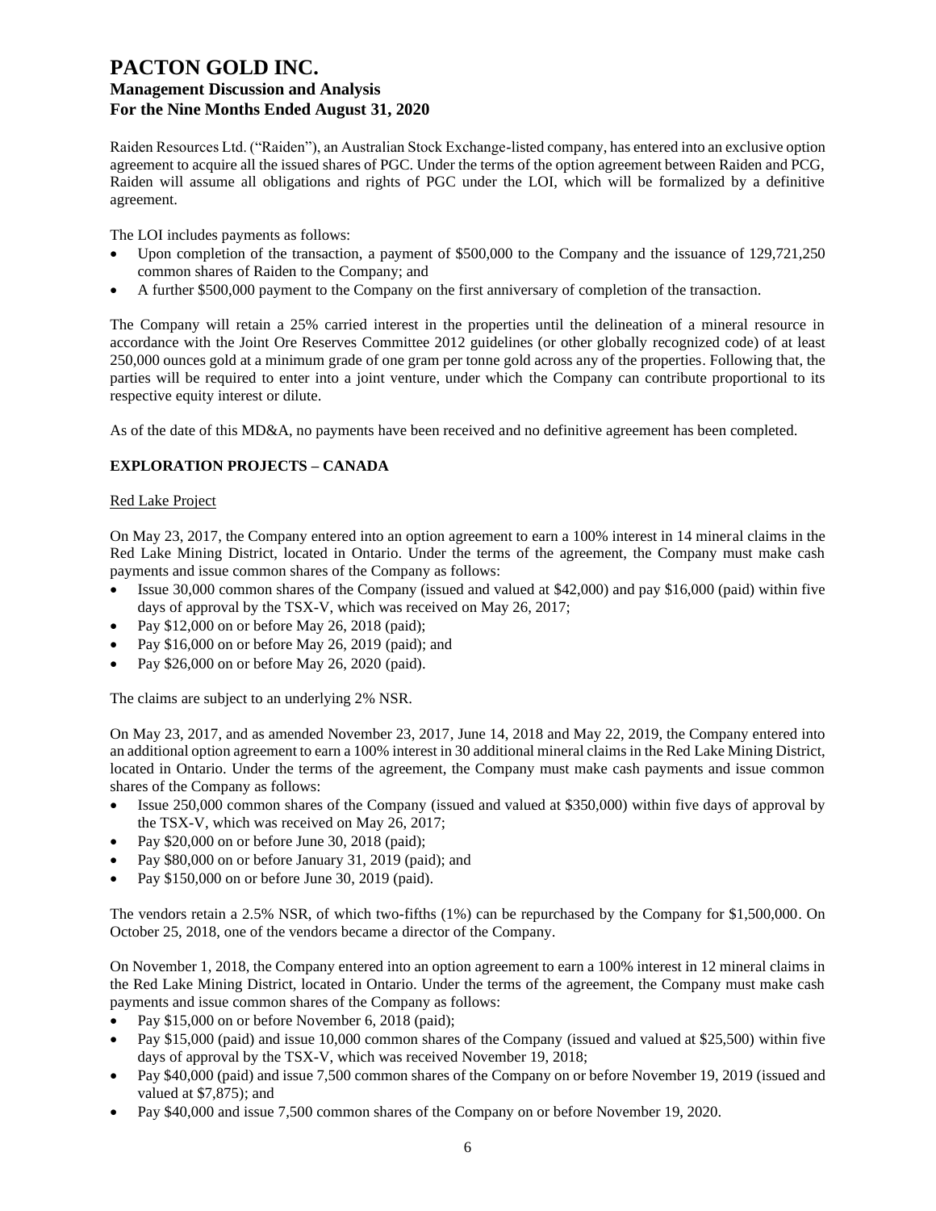Raiden Resources Ltd. ("Raiden"), an Australian Stock Exchange-listed company, has entered into an exclusive option agreement to acquire all the issued shares of PGC. Under the terms of the option agreement between Raiden and PCG, Raiden will assume all obligations and rights of PGC under the LOI, which will be formalized by a definitive agreement.

The LOI includes payments as follows:

- Upon completion of the transaction, a payment of $500,000 to the Company and the issuance of 129,721,250 common shares of Raiden to the Company; and
- A further $500,000 payment to the Company on the first anniversary of completion of the transaction.

The Company will retain a 25% carried interest in the properties until the delineation of a mineral resource in accordance with the Joint Ore Reserves Committee 2012 guidelines (or other globally recognized code) of at least 250,000 ounces gold at a minimum grade of one gram per tonne gold across any of the properties. Following that, the parties will be required to enter into a joint venture, under which the Company can contribute proportional to its respective equity interest or dilute.

As of the date of this MD&A, no payments have been received and no definitive agreement has been completed.

## EXPLORATION PROJECTS – CANADA

### Red Lake Project

On May 23, 2017, the Company entered into an option agreement to earn a 100% interest in 14 mineral claims in the Red Lake Mining District, located in Ontario. Under the terms of the agreement, the Company must make cash payments and issue common shares of the Company as follows:

- Issue 30,000 common shares of the Company (issued and valued at $42,000) and pay $16,000 (paid) within five days of approval by the TSX-V, which was received on May 26, 2017;
- Pay $12,000 on or before May 26, 2018 (paid);
- Pay $16,000 on or before May 26, 2019 (paid); and
- Pay $26,000 on or before May 26, 2020 (paid).

The claims are subject to an underlying 2% NSR.

On May 23, 2017, and as amended November 23, 2017, June 14, 2018 and May 22, 2019, the Company entered into an additional option agreement to earn a 100% interest in 30 additional mineral claims in the Red Lake Mining District, located in Ontario. Under the terms of the agreement, the Company must make cash payments and issue common shares of the Company as follows:

- Issue 250,000 common shares of the Company (issued and valued at $350,000) within five days of approval by the TSX-V, which was received on May 26, 2017;
- Pay $20,000 on or before June 30, 2018 (paid);
- Pay $80,000 on or before January 31, 2019 (paid); and
- Pay $150,000 on or before June 30, 2019 (paid).

The vendors retain a 2.5% NSR, of which two-fifths (1%) can be repurchased by the Company for $1,500,000. On October 25, 2018, one of the vendors became a director of the Company.

On November 1, 2018, the Company entered into an option agreement to earn a 100% interest in 12 mineral claims in the Red Lake Mining District, located in Ontario. Under the terms of the agreement, the Company must make cash payments and issue common shares of the Company as follows:

- Pay $15,000 on or before November 6, 2018 (paid);
- Pay $15,000 (paid) and issue 10,000 common shares of the Company (issued and valued at $25,500) within five days of approval by the TSX-V, which was received November 19, 2018;
- Pay $40,000 (paid) and issue 7,500 common shares of the Company on or before November 19, 2019 (issued and valued at $7,875); and
- Pay $40,000 and issue 7,500 common shares of the Company on or before November 19, 2020.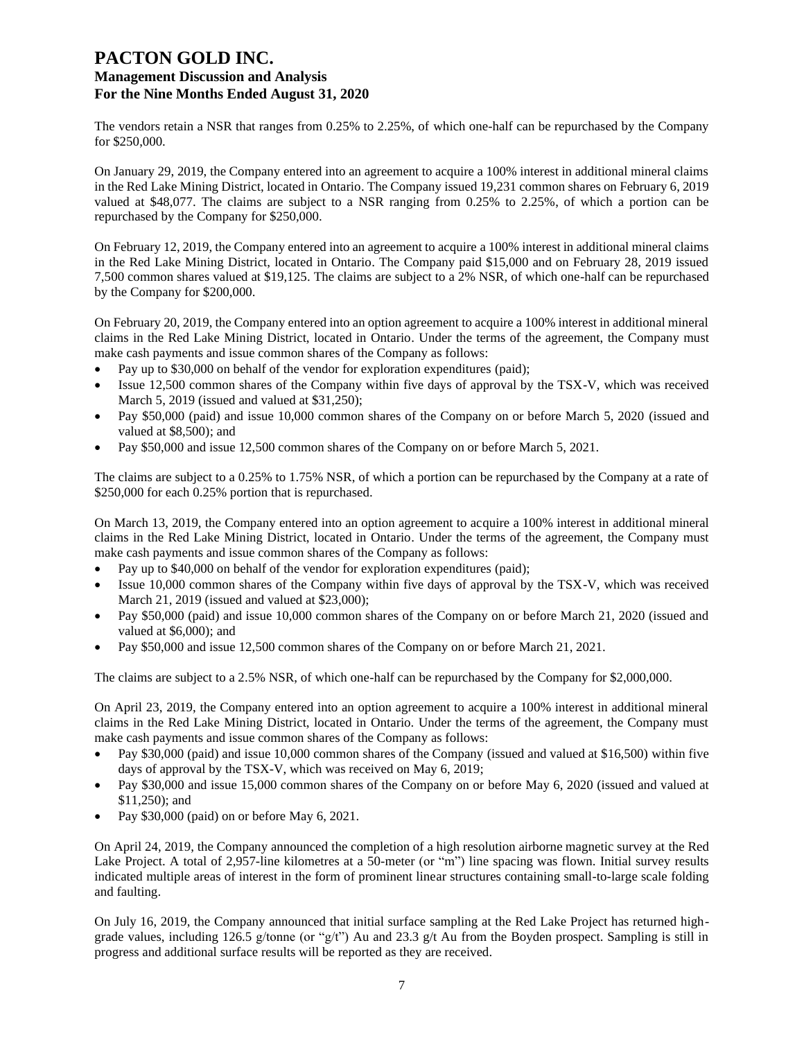The vendors retain a NSR that ranges from 0.25% to 2.25%, of which one-half can be repurchased by the Company for $250,000.

On January 29, 2019, the Company entered into an agreement to acquire a 100% interest in additional mineral claims in the Red Lake Mining District, located in Ontario. The Company issued 19,231 common shares on February 6, 2019 valued at $48,077. The claims are subject to a NSR ranging from 0.25% to 2.25%, of which a portion can be repurchased by the Company for $250,000.

On February 12, 2019, the Company entered into an agreement to acquire a 100% interest in additional mineral claims in the Red Lake Mining District, located in Ontario. The Company paid $15,000 and on February 28, 2019 issued 7,500 common shares valued at $19,125. The claims are subject to a 2% NSR, of which one-half can be repurchased by the Company for $200,000.

On February 20, 2019, the Company entered into an option agreement to acquire a 100% interest in additional mineral claims in the Red Lake Mining District, located in Ontario. Under the terms of the agreement, the Company must make cash payments and issue common shares of the Company as follows:

- Pay up to $30,000 on behalf of the vendor for exploration expenditures (paid);
- Issue 12,500 common shares of the Company within five days of approval by the TSX-V, which was received March 5, 2019 (issued and valued at $31,250);
- Pay $50,000 (paid) and issue 10,000 common shares of the Company on or before March 5, 2020 (issued and valued at $8,500); and
- Pay $50,000 and issue 12,500 common shares of the Company on or before March 5, 2021.

The claims are subject to a 0.25% to 1.75% NSR, of which a portion can be repurchased by the Company at a rate of $250,000 for each 0.25% portion that is repurchased.

On March 13, 2019, the Company entered into an option agreement to acquire a 100% interest in additional mineral claims in the Red Lake Mining District, located in Ontario. Under the terms of the agreement, the Company must make cash payments and issue common shares of the Company as follows:

- Pay up to $40,000 on behalf of the vendor for exploration expenditures (paid);
- Issue 10,000 common shares of the Company within five days of approval by the TSX-V, which was received March 21, 2019 (issued and valued at $23,000);
- Pay $50,000 (paid) and issue 10,000 common shares of the Company on or before March 21, 2020 (issued and valued at $6,000); and
- Pay $50,000 and issue 12,500 common shares of the Company on or before March 21, 2021.

The claims are subject to a 2.5% NSR, of which one-half can be repurchased by the Company for $2,000,000.

On April 23, 2019, the Company entered into an option agreement to acquire a 100% interest in additional mineral claims in the Red Lake Mining District, located in Ontario. Under the terms of the agreement, the Company must make cash payments and issue common shares of the Company as follows:

- Pay $30,000 (paid) and issue 10,000 common shares of the Company (issued and valued at $16,500) within five days of approval by the TSX-V, which was received on May 6, 2019;
- Pay $30,000 and issue 15,000 common shares of the Company on or before May 6, 2020 (issued and valued at $11,250); and
- Pay $30,000 (paid) on or before May 6, 2021.

On April 24, 2019, the Company announced the completion of a high resolution airborne magnetic survey at the Red Lake Project. A total of 2,957-line kilometres at a 50-meter (or "m") line spacing was flown. Initial survey results indicated multiple areas of interest in the form of prominent linear structures containing small-to-large scale folding and faulting.

On July 16, 2019, the Company announced that initial surface sampling at the Red Lake Project has returned high-grade values, including 126.5 g/tonne (or "g/t") Au and 23.3 g/t Au from the Boyden prospect. Sampling is still in progress and additional surface results will be reported as they are received.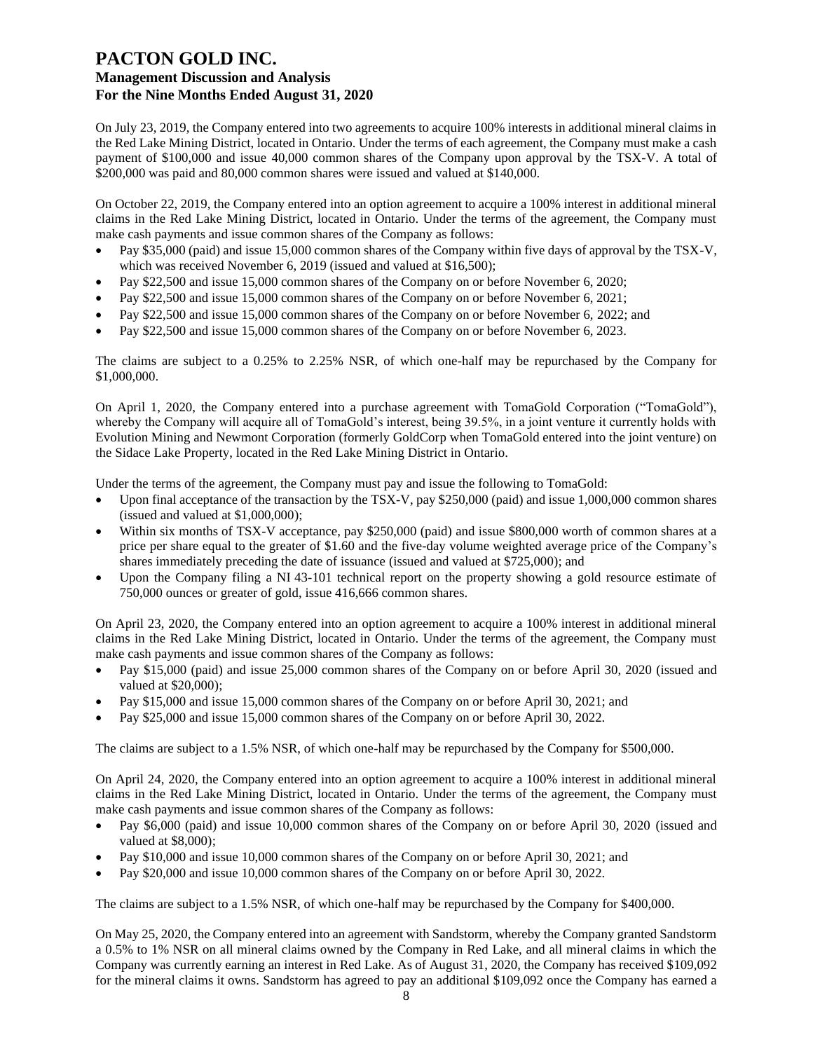On July 23, 2019, the Company entered into two agreements to acquire 100% interests in additional mineral claims in the Red Lake Mining District, located in Ontario. Under the terms of each agreement, the Company must make a cash payment of $100,000 and issue 40,000 common shares of the Company upon approval by the TSX-V. A total of $200,000 was paid and 80,000 common shares were issued and valued at $140,000.

On October 22, 2019, the Company entered into an option agreement to acquire a 100% interest in additional mineral claims in the Red Lake Mining District, located in Ontario. Under the terms of the agreement, the Company must make cash payments and issue common shares of the Company as follows:

- Pay $35,000 (paid) and issue 15,000 common shares of the Company within five days of approval by the TSX-V, which was received November 6, 2019 (issued and valued at $16,500);
- Pay $22,500 and issue 15,000 common shares of the Company on or before November 6, 2020;
- Pay $22,500 and issue 15,000 common shares of the Company on or before November 6, 2021;
- Pay $22,500 and issue 15,000 common shares of the Company on or before November 6, 2022; and
- Pay $22,500 and issue 15,000 common shares of the Company on or before November 6, 2023.

The claims are subject to a 0.25% to 2.25% NSR, of which one-half may be repurchased by the Company for $1,000,000.

On April 1, 2020, the Company entered into a purchase agreement with TomaGold Corporation ("TomaGold"), whereby the Company will acquire all of TomaGold's interest, being 39.5%, in a joint venture it currently holds with Evolution Mining and Newmont Corporation (formerly GoldCorp when TomaGold entered into the joint venture) on the Sidace Lake Property, located in the Red Lake Mining District in Ontario.

Under the terms of the agreement, the Company must pay and issue the following to TomaGold:

- Upon final acceptance of the transaction by the TSX-V, pay $250,000 (paid) and issue 1,000,000 common shares (issued and valued at $1,000,000);
- Within six months of TSX-V acceptance, pay $250,000 (paid) and issue $800,000 worth of common shares at a price per share equal to the greater of $1.60 and the five-day volume weighted average price of the Company's shares immediately preceding the date of issuance (issued and valued at $725,000); and
- Upon the Company filing a NI 43-101 technical report on the property showing a gold resource estimate of 750,000 ounces or greater of gold, issue 416,666 common shares.

On April 23, 2020, the Company entered into an option agreement to acquire a 100% interest in additional mineral claims in the Red Lake Mining District, located in Ontario. Under the terms of the agreement, the Company must make cash payments and issue common shares of the Company as follows:

- Pay $15,000 (paid) and issue 25,000 common shares of the Company on or before April 30, 2020 (issued and valued at $20,000);
- Pay $15,000 and issue 15,000 common shares of the Company on or before April 30, 2021; and
- Pay $25,000 and issue 15,000 common shares of the Company on or before April 30, 2022.

The claims are subject to a 1.5% NSR, of which one-half may be repurchased by the Company for $500,000.

On April 24, 2020, the Company entered into an option agreement to acquire a 100% interest in additional mineral claims in the Red Lake Mining District, located in Ontario. Under the terms of the agreement, the Company must make cash payments and issue common shares of the Company as follows:

- Pay $6,000 (paid) and issue 10,000 common shares of the Company on or before April 30, 2020 (issued and valued at $8,000);
- Pay $10,000 and issue 10,000 common shares of the Company on or before April 30, 2021; and
- Pay $20,000 and issue 10,000 common shares of the Company on or before April 30, 2022.

The claims are subject to a 1.5% NSR, of which one-half may be repurchased by the Company for $400,000.

On May 25, 2020, the Company entered into an agreement with Sandstorm, whereby the Company granted Sandstorm a 0.5% to 1% NSR on all mineral claims owned by the Company in Red Lake, and all mineral claims in which the Company was currently earning an interest in Red Lake. As of August 31, 2020, the Company has received $109,092 for the mineral claims it owns. Sandstorm has agreed to pay an additional $109,092 once the Company has earned a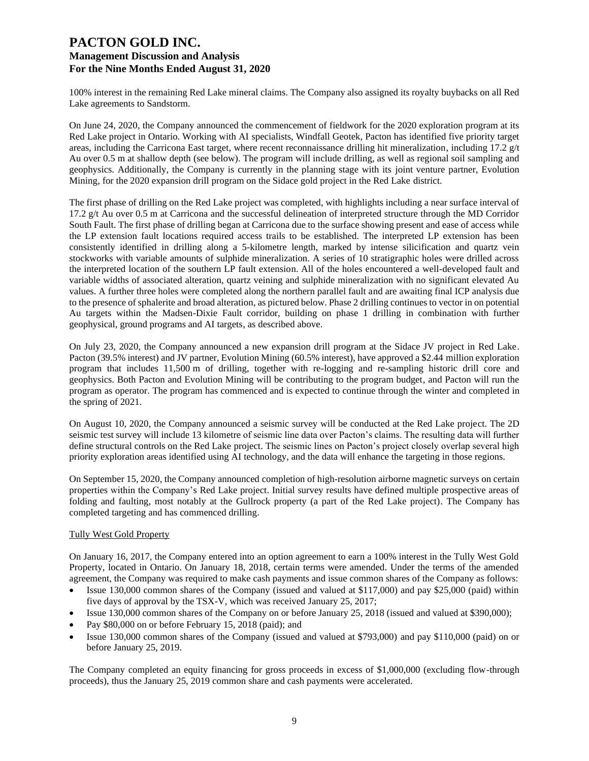100% interest in the remaining Red Lake mineral claims. The Company also assigned its royalty buybacks on all Red Lake agreements to Sandstorm.

On June 24, 2020, the Company announced the commencement of fieldwork for the 2020 exploration program at its Red Lake project in Ontario. Working with AI specialists, Windfall Geotek, Pacton has identified five priority target areas, including the Carricona East target, where recent reconnaissance drilling hit mineralization, including 17.2 g/t Au over 0.5 m at shallow depth (see below). The program will include drilling, as well as regional soil sampling and geophysics. Additionally, the Company is currently in the planning stage with its joint venture partner, Evolution Mining, for the 2020 expansion drill program on the Sidace gold project in the Red Lake district.

The first phase of drilling on the Red Lake project was completed, with highlights including a near surface interval of 17.2 g/t Au over 0.5 m at Carricona and the successful delineation of interpreted structure through the MD Corridor South Fault. The first phase of drilling began at Carricona due to the surface showing present and ease of access while the LP extension fault locations required access trails to be established. The interpreted LP extension has been consistently identified in drilling along a 5-kilometre length, marked by intense silicification and quartz vein stockworks with variable amounts of sulphide mineralization. A series of 10 stratigraphic holes were drilled across the interpreted location of the southern LP fault extension. All of the holes encountered a well-developed fault and variable widths of associated alteration, quartz veining and sulphide mineralization with no significant elevated Au values. A further three holes were completed along the northern parallel fault and are awaiting final ICP analysis due to the presence of sphalerite and broad alteration, as pictured below. Phase 2 drilling continues to vector in on potential Au targets within the Madsen-Dixie Fault corridor, building on phase 1 drilling in combination with further geophysical, ground programs and AI targets, as described above.

On July 23, 2020, the Company announced a new expansion drill program at the Sidace JV project in Red Lake. Pacton (39.5% interest) and JV partner, Evolution Mining (60.5% interest), have approved a $2.44 million exploration program that includes 11,500 m of drilling, together with re-logging and re-sampling historic drill core and geophysics. Both Pacton and Evolution Mining will be contributing to the program budget, and Pacton will run the program as operator. The program has commenced and is expected to continue through the winter and completed in the spring of 2021.

On August 10, 2020, the Company announced a seismic survey will be conducted at the Red Lake project. The 2D seismic test survey will include 13 kilometre of seismic line data over Pacton's claims. The resulting data will further define structural controls on the Red Lake project. The seismic lines on Pacton's project closely overlap several high priority exploration areas identified using AI technology, and the data will enhance the targeting in those regions.

On September 15, 2020, the Company announced completion of high-resolution airborne magnetic surveys on certain properties within the Company's Red Lake project. Initial survey results have defined multiple prospective areas of folding and faulting, most notably at the Gullrock property (a part of the Red Lake project). The Company has completed targeting and has commenced drilling.

Tully West Gold Property

On January 16, 2017, the Company entered into an option agreement to earn a 100% interest in the Tully West Gold Property, located in Ontario. On January 18, 2018, certain terms were amended. Under the terms of the amended agreement, the Company was required to make cash payments and issue common shares of the Company as follows:

- Issue 130,000 common shares of the Company (issued and valued at $117,000) and pay $25,000 (paid) within five days of approval by the TSX-V, which was received January 25, 2017;
- Issue 130,000 common shares of the Company on or before January 25, 2018 (issued and valued at $390,000);
- Pay $80,000 on or before February 15, 2018 (paid); and
- Issue 130,000 common shares of the Company (issued and valued at $793,000) and pay $110,000 (paid) on or before January 25, 2019.

The Company completed an equity financing for gross proceeds in excess of $1,000,000 (excluding flow-through proceeds), thus the January 25, 2019 common share and cash payments were accelerated.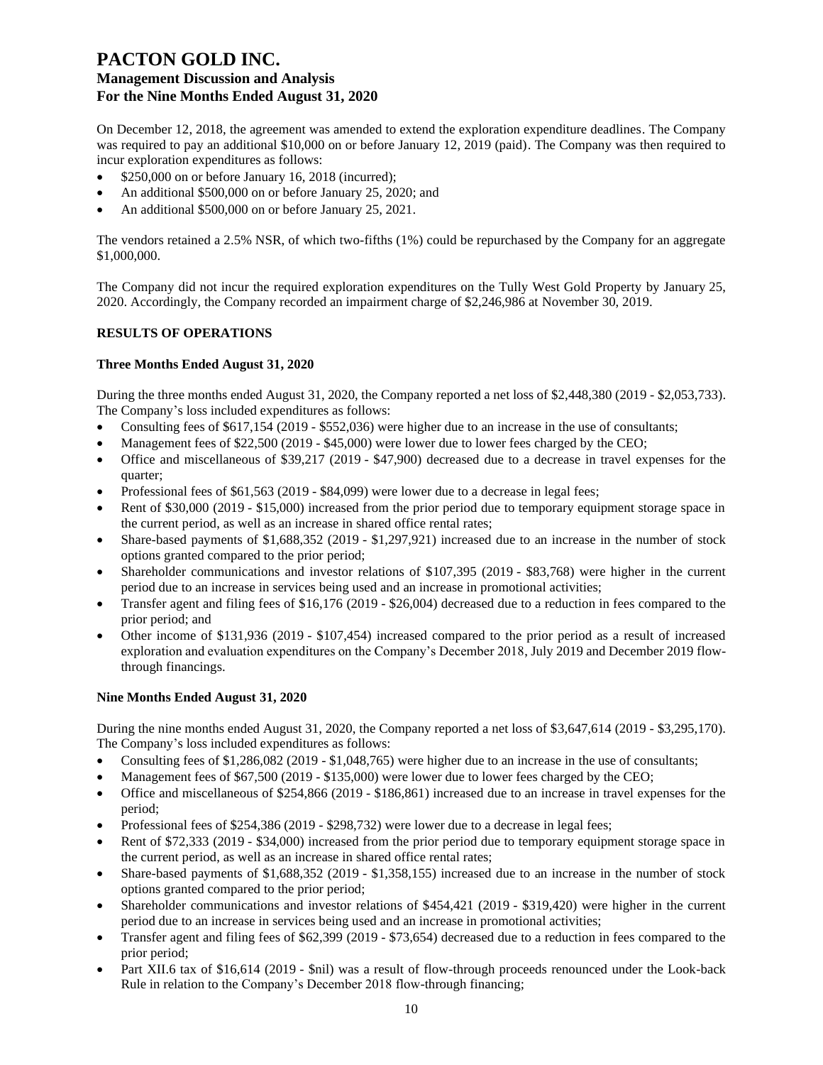On December 12, 2018, the agreement was amended to extend the exploration expenditure deadlines. The Company was required to pay an additional $10,000 on or before January 12, 2019 (paid). The Company was then required to incur exploration expenditures as follows:

- $250,000 on or before January 16, 2018 (incurred);
- An additional $500,000 on or before January 25, 2020; and
- An additional $500,000 on or before January 25, 2021.

The vendors retained a 2.5% NSR, of which two-fifths (1%) could be repurchased by the Company for an aggregate $1,000,000.

The Company did not incur the required exploration expenditures on the Tully West Gold Property by January 25, 2020. Accordingly, the Company recorded an impairment charge of $2,246,986 at November 30, 2019.

## RESULTS OF OPERATIONS

### Three Months Ended August 31, 2020

During the three months ended August 31, 2020, the Company reported a net loss of $2,448,380 (2019 - $2,053,733). The Company's loss included expenditures as follows:

- Consulting fees of $617,154 (2019 - $552,036) were higher due to an increase in the use of consultants;
- Management fees of $22,500 (2019 - $45,000) were lower due to lower fees charged by the CEO;
- Office and miscellaneous of $39,217 (2019 - $47,900) decreased due to a decrease in travel expenses for the quarter;
- Professional fees of $61,563 (2019 - $84,099) were lower due to a decrease in legal fees;
- Rent of $30,000 (2019 - $15,000) increased from the prior period due to temporary equipment storage space in the current period, as well as an increase in shared office rental rates;
- Share-based payments of $1,688,352 (2019 - $1,297,921) increased due to an increase in the number of stock options granted compared to the prior period;
- Shareholder communications and investor relations of $107,395 (2019 - $83,768) were higher in the current period due to an increase in services being used and an increase in promotional activities;
- Transfer agent and filing fees of $16,176 (2019 - $26,004) decreased due to a reduction in fees compared to the prior period; and
- Other income of $131,936 (2019 - $107,454) increased compared to the prior period as a result of increased exploration and evaluation expenditures on the Company's December 2018, July 2019 and December 2019 flow-through financings.

### Nine Months Ended August 31, 2020

During the nine months ended August 31, 2020, the Company reported a net loss of $3,647,614 (2019 - $3,295,170). The Company's loss included expenditures as follows:

- Consulting fees of $1,286,082 (2019 - $1,048,765) were higher due to an increase in the use of consultants;
- Management fees of $67,500 (2019 - $135,000) were lower due to lower fees charged by the CEO;
- Office and miscellaneous of $254,866 (2019 - $186,861) increased due to an increase in travel expenses for the period;
- Professional fees of $254,386 (2019 - $298,732) were lower due to a decrease in legal fees;
- Rent of $72,333 (2019 - $34,000) increased from the prior period due to temporary equipment storage space in the current period, as well as an increase in shared office rental rates;
- Share-based payments of $1,688,352 (2019 - $1,358,155) increased due to an increase in the number of stock options granted compared to the prior period;
- Shareholder communications and investor relations of $454,421 (2019 - $319,420) were higher in the current period due to an increase in services being used and an increase in promotional activities;
- Transfer agent and filing fees of $62,399 (2019 - $73,654) decreased due to a reduction in fees compared to the prior period;
- Part XII.6 tax of $16,614 (2019 - $nil) was a result of flow-through proceeds renounced under the Look-back Rule in relation to the Company's December 2018 flow-through financing;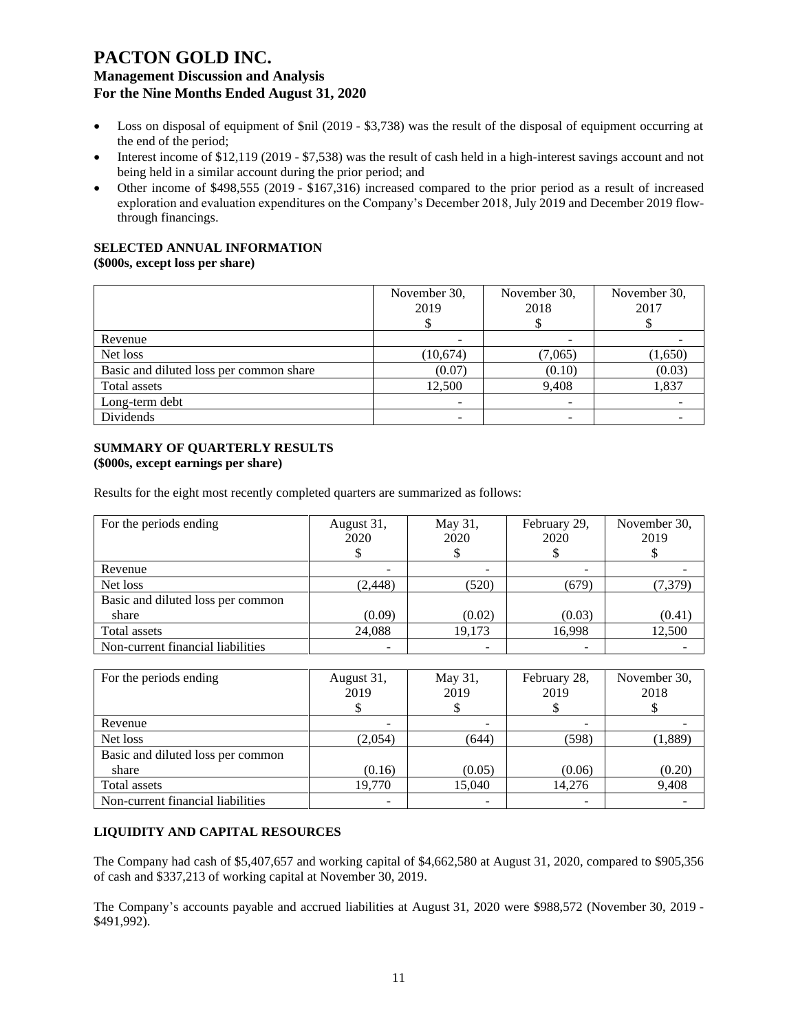- Loss on disposal of equipment of $nil (2019 - $3,738) was the result of the disposal of equipment occurring at the end of the period;
- Interest income of $12,119 (2019 - $7,538) was the result of cash held in a high-interest savings account and not being held in a similar account during the prior period; and
- Other income of $498,555 (2019 - $167,316) increased compared to the prior period as a result of increased exploration and evaluation expenditures on the Company's December 2018, July 2019 and December 2019 flow-through financings.

## SELECTED ANNUAL INFORMATION

**($000s, except loss per share)**

| | November 30, 2019 $ | November 30, 2018 $ | November 30, 2017 $ |
|---|---|---|---|
| Revenue | - | - | - |
| Net loss | (10,674) | (7,065) | (1,650) |
| Basic and diluted loss per common share | (0.07) | (0.10) | (0.03) |
| Total assets | 12,500 | 9,408 | 1,837 |
| Long-term debt | - | - | - |
| Dividends | - | - | - |

## SUMMARY OF QUARTERLY RESULTS

**($000s, except earnings per share)**

Results for the eight most recently completed quarters are summarized as follows:

| For the periods ending | August 31, 2020 $ | May 31, 2020 $ | February 29, 2020 $ | November 30, 2019 $ |
|---|---|---|---|---|
| Revenue | - | - | - | - |
| Net loss | (2,448) | (520) | (679) | (7,379) |
| Basic and diluted loss per common share | (0.09) | (0.02) | (0.03) | (0.41) |
| Total assets | 24,088 | 19,173 | 16,998 | 12,500 |
| Non-current financial liabilities | - | - | - | - |

| For the periods ending | August 31, 2019 $ | May 31, 2019 $ | February 28, 2019 $ | November 30, 2018 $ |
|---|---|---|---|---|
| Revenue | - | - | - | - |
| Net loss | (2,054) | (644) | (598) | (1,889) |
| Basic and diluted loss per common share | (0.16) | (0.05) | (0.06) | (0.20) |
| Total assets | 19,770 | 15,040 | 14,276 | 9,408 |
| Non-current financial liabilities | - | - | - | - |

## LIQUIDITY AND CAPITAL RESOURCES

The Company had cash of $5,407,657 and working capital of $4,662,580 at August 31, 2020, compared to $905,356 of cash and $337,213 of working capital at November 30, 2019.

The Company's accounts payable and accrued liabilities at August 31, 2020 were $988,572 (November 30, 2019 - $491,992).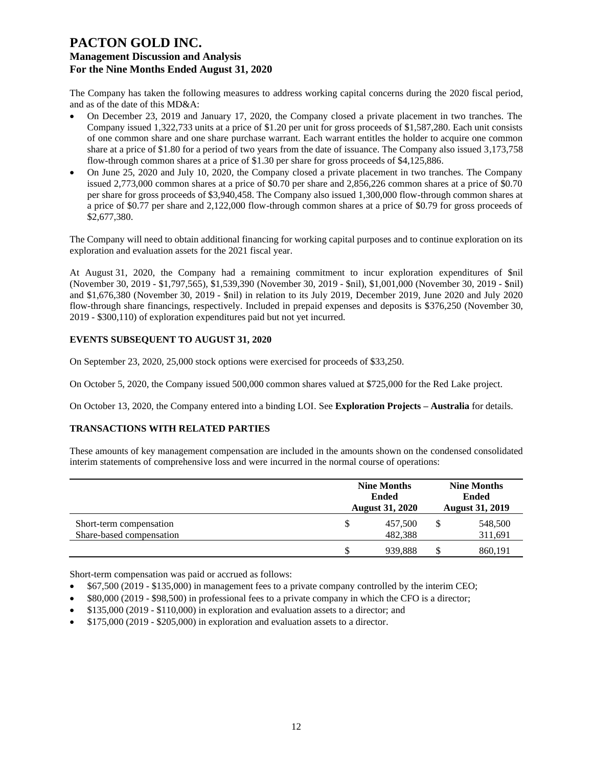# PACTON GOLD INC.

## Management Discussion and Analysis

## For the Nine Months Ended August 31, 2020

The Company has taken the following measures to address working capital concerns during the 2020 fiscal period, and as of the date of this MD&A:

- On December 23, 2019 and January 17, 2020, the Company closed a private placement in two tranches. The Company issued 1,322,733 units at a price of $1.20 per unit for gross proceeds of $1,587,280. Each unit consists of one common share and one share purchase warrant. Each warrant entitles the holder to acquire one common share at a price of $1.80 for a period of two years from the date of issuance. The Company also issued 3,173,758 flow-through common shares at a price of $1.30 per share for gross proceeds of $4,125,886.
- On June 25, 2020 and July 10, 2020, the Company closed a private placement in two tranches. The Company issued 2,773,000 common shares at a price of $0.70 per share and 2,856,226 common shares at a price of $0.70 per share for gross proceeds of $3,940,458. The Company also issued 1,300,000 flow-through common shares at a price of $0.77 per share and 2,122,000 flow-through common shares at a price of $0.79 for gross proceeds of $2,677,380.

The Company will need to obtain additional financing for working capital purposes and to continue exploration on its exploration and evaluation assets for the 2021 fiscal year.

At August 31, 2020, the Company had a remaining commitment to incur exploration expenditures of $nil (November 30, 2019 - $1,797,565), $1,539,390 (November 30, 2019 - $nil), $1,001,000 (November 30, 2019 - $nil) and $1,676,380 (November 30, 2019 - $nil) in relation to its July 2019, December 2019, June 2020 and July 2020 flow-through share financings, respectively. Included in prepaid expenses and deposits is $376,250 (November 30, 2019 - $300,110) of exploration expenditures paid but not yet incurred.

### EVENTS SUBSEQUENT TO AUGUST 31, 2020

On September 23, 2020, 25,000 stock options were exercised for proceeds of $33,250.

On October 5, 2020, the Company issued 500,000 common shares valued at $725,000 for the Red Lake project.

On October 13, 2020, the Company entered into a binding LOI. See **Exploration Projects – Australia** for details.

### TRANSACTIONS WITH RELATED PARTIES

These amounts of key management compensation are included in the amounts shown on the condensed consolidated interim statements of comprehensive loss and were incurred in the normal course of operations:

| | Nine Months Ended August 31, 2020 | Nine Months Ended August 31, 2019 |
|---|---|---|
| Short-term compensation | $ 457,500 | $ 548,500 |
| Share-based compensation | 482,388 | 311,691 |
| | $ 939,888 | $ 860,191 |

Short-term compensation was paid or accrued as follows:

- $67,500 (2019 - $135,000) in management fees to a private company controlled by the interim CEO;
- $80,000 (2019 - $98,500) in professional fees to a private company in which the CFO is a director;
- $135,000 (2019 - $110,000) in exploration and evaluation assets to a director; and
- $175,000 (2019 - $205,000) in exploration and evaluation assets to a director.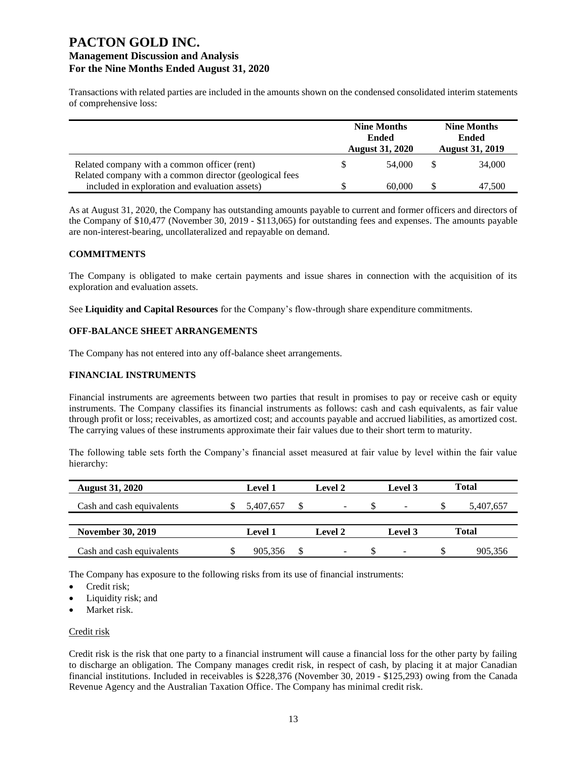Transactions with related parties are included in the amounts shown on the condensed consolidated interim statements of comprehensive loss:

| | Nine Months Ended August 31, 2020 | Nine Months Ended August 31, 2019 |
|---|---|---|
| Related company with a common officer (rent) | $ 54,000 | $ 34,000 |
| Related company with a common director (geological fees included in exploration and evaluation assets) | $ 60,000 | $ 47,500 |

As at August 31, 2020, the Company has outstanding amounts payable to current and former officers and directors of the Company of $10,477 (November 30, 2019 - $113,065) for outstanding fees and expenses. The amounts payable are non-interest-bearing, uncollateralized and repayable on demand.

## COMMITMENTS

The Company is obligated to make certain payments and issue shares in connection with the acquisition of its exploration and evaluation assets.

See **Liquidity and Capital Resources** for the Company's flow-through share expenditure commitments.

## OFF-BALANCE SHEET ARRANGEMENTS

The Company has not entered into any off-balance sheet arrangements.

## FINANCIAL INSTRUMENTS

Financial instruments are agreements between two parties that result in promises to pay or receive cash or equity instruments. The Company classifies its financial instruments as follows: cash and cash equivalents, as fair value through profit or loss; receivables, as amortized cost; and accounts payable and accrued liabilities, as amortized cost. The carrying values of these instruments approximate their fair values due to their short term to maturity.

The following table sets forth the Company's financial asset measured at fair value by level within the fair value hierarchy:

| August 31, 2020 | Level 1 | Level 2 | Level 3 | Total |
|---|---|---|---|---|
| Cash and cash equivalents | $ 5,407,657 | $ - | $ - | $ 5,407,657 |

| November 30, 2019 | Level 1 | Level 2 | Level 3 | Total |
|---|---|---|---|---|
| Cash and cash equivalents | $ 905,356 | $ - | $ - | $ 905,356 |

The Company has exposure to the following risks from its use of financial instruments:

- Credit risk;
- Liquidity risk; and
- Market risk.

Credit risk

Credit risk is the risk that one party to a financial instrument will cause a financial loss for the other party by failing to discharge an obligation. The Company manages credit risk, in respect of cash, by placing it at major Canadian financial institutions. Included in receivables is $228,376 (November 30, 2019 - $125,293) owing from the Canada Revenue Agency and the Australian Taxation Office. The Company has minimal credit risk.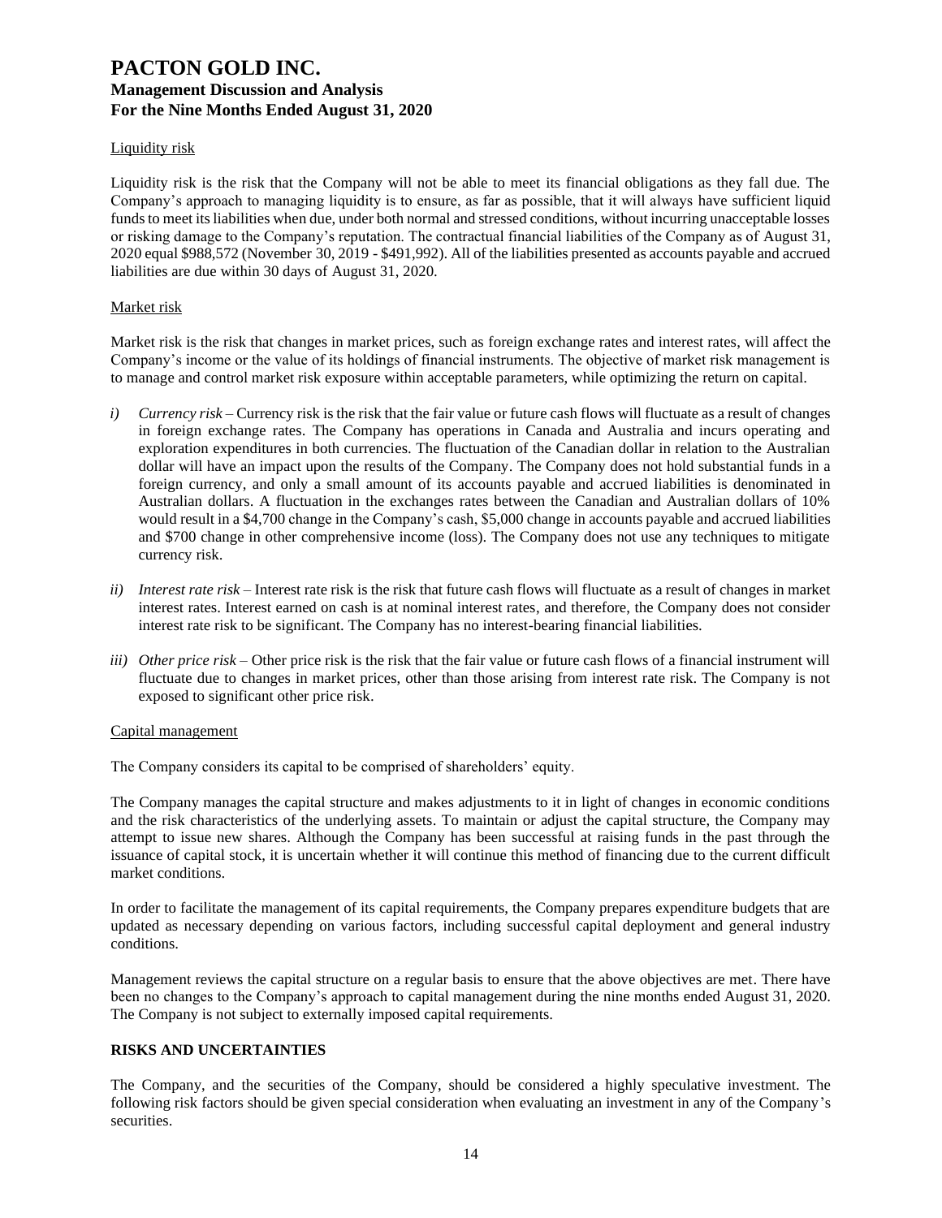#### Liquidity risk

Liquidity risk is the risk that the Company will not be able to meet its financial obligations as they fall due. The Company's approach to managing liquidity is to ensure, as far as possible, that it will always have sufficient liquid funds to meet its liabilities when due, under both normal and stressed conditions, without incurring unacceptable losses or risking damage to the Company's reputation. The contractual financial liabilities of the Company as of August 31, 2020 equal $988,572 (November 30, 2019 - $491,992). All of the liabilities presented as accounts payable and accrued liabilities are due within 30 days of August 31, 2020.

#### Market risk

Market risk is the risk that changes in market prices, such as foreign exchange rates and interest rates, will affect the Company's income or the value of its holdings of financial instruments. The objective of market risk management is to manage and control market risk exposure within acceptable parameters, while optimizing the return on capital.

*i)* *Currency risk* – Currency risk is the risk that the fair value or future cash flows will fluctuate as a result of changes in foreign exchange rates. The Company has operations in Canada and Australia and incurs operating and exploration expenditures in both currencies. The fluctuation of the Canadian dollar in relation to the Australian dollar will have an impact upon the results of the Company. The Company does not hold substantial funds in a foreign currency, and only a small amount of its accounts payable and accrued liabilities is denominated in Australian dollars. A fluctuation in the exchanges rates between the Canadian and Australian dollars of 10% would result in a $4,700 change in the Company's cash, $5,000 change in accounts payable and accrued liabilities and $700 change in other comprehensive income (loss). The Company does not use any techniques to mitigate currency risk.

*ii)* *Interest rate risk* – Interest rate risk is the risk that future cash flows will fluctuate as a result of changes in market interest rates. Interest earned on cash is at nominal interest rates, and therefore, the Company does not consider interest rate risk to be significant. The Company has no interest-bearing financial liabilities.

*iii)* *Other price risk* – Other price risk is the risk that the fair value or future cash flows of a financial instrument will fluctuate due to changes in market prices, other than those arising from interest rate risk. The Company is not exposed to significant other price risk.

#### Capital management

The Company considers its capital to be comprised of shareholders' equity.

The Company manages the capital structure and makes adjustments to it in light of changes in economic conditions and the risk characteristics of the underlying assets. To maintain or adjust the capital structure, the Company may attempt to issue new shares. Although the Company has been successful at raising funds in the past through the issuance of capital stock, it is uncertain whether it will continue this method of financing due to the current difficult market conditions.

In order to facilitate the management of its capital requirements, the Company prepares expenditure budgets that are updated as necessary depending on various factors, including successful capital deployment and general industry conditions.

Management reviews the capital structure on a regular basis to ensure that the above objectives are met. There have been no changes to the Company's approach to capital management during the nine months ended August 31, 2020. The Company is not subject to externally imposed capital requirements.

## RISKS AND UNCERTAINTIES

The Company, and the securities of the Company, should be considered a highly speculative investment. The following risk factors should be given special consideration when evaluating an investment in any of the Company's securities.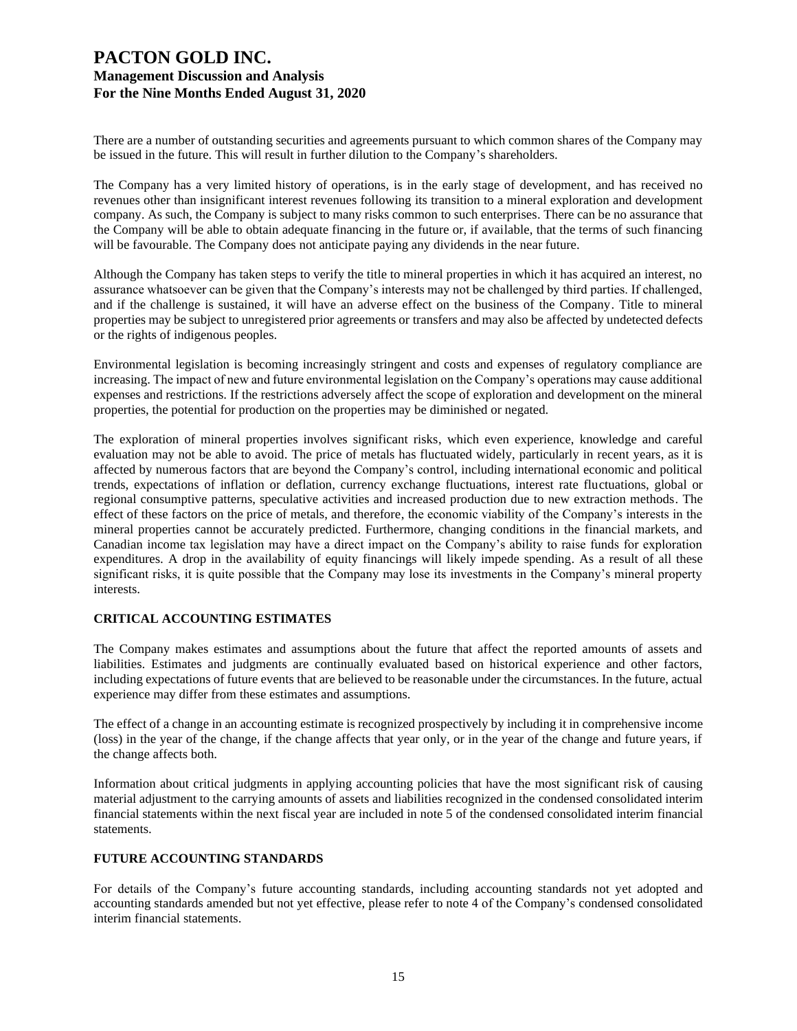There are a number of outstanding securities and agreements pursuant to which common shares of the Company may be issued in the future. This will result in further dilution to the Company's shareholders.

The Company has a very limited history of operations, is in the early stage of development, and has received no revenues other than insignificant interest revenues following its transition to a mineral exploration and development company. As such, the Company is subject to many risks common to such enterprises. There can be no assurance that the Company will be able to obtain adequate financing in the future or, if available, that the terms of such financing will be favourable. The Company does not anticipate paying any dividends in the near future.

Although the Company has taken steps to verify the title to mineral properties in which it has acquired an interest, no assurance whatsoever can be given that the Company's interests may not be challenged by third parties. If challenged, and if the challenge is sustained, it will have an adverse effect on the business of the Company. Title to mineral properties may be subject to unregistered prior agreements or transfers and may also be affected by undetected defects or the rights of indigenous peoples.

Environmental legislation is becoming increasingly stringent and costs and expenses of regulatory compliance are increasing. The impact of new and future environmental legislation on the Company's operations may cause additional expenses and restrictions. If the restrictions adversely affect the scope of exploration and development on the mineral properties, the potential for production on the properties may be diminished or negated.

The exploration of mineral properties involves significant risks, which even experience, knowledge and careful evaluation may not be able to avoid. The price of metals has fluctuated widely, particularly in recent years, as it is affected by numerous factors that are beyond the Company's control, including international economic and political trends, expectations of inflation or deflation, currency exchange fluctuations, interest rate fluctuations, global or regional consumptive patterns, speculative activities and increased production due to new extraction methods. The effect of these factors on the price of metals, and therefore, the economic viability of the Company's interests in the mineral properties cannot be accurately predicted. Furthermore, changing conditions in the financial markets, and Canadian income tax legislation may have a direct impact on the Company's ability to raise funds for exploration expenditures. A drop in the availability of equity financings will likely impede spending. As a result of all these significant risks, it is quite possible that the Company may lose its investments in the Company's mineral property interests.

## CRITICAL ACCOUNTING ESTIMATES

The Company makes estimates and assumptions about the future that affect the reported amounts of assets and liabilities. Estimates and judgments are continually evaluated based on historical experience and other factors, including expectations of future events that are believed to be reasonable under the circumstances. In the future, actual experience may differ from these estimates and assumptions.

The effect of a change in an accounting estimate is recognized prospectively by including it in comprehensive income (loss) in the year of the change, if the change affects that year only, or in the year of the change and future years, if the change affects both.

Information about critical judgments in applying accounting policies that have the most significant risk of causing material adjustment to the carrying amounts of assets and liabilities recognized in the condensed consolidated interim financial statements within the next fiscal year are included in note 5 of the condensed consolidated interim financial statements.

## FUTURE ACCOUNTING STANDARDS

For details of the Company's future accounting standards, including accounting standards not yet adopted and accounting standards amended but not yet effective, please refer to note 4 of the Company's condensed consolidated interim financial statements.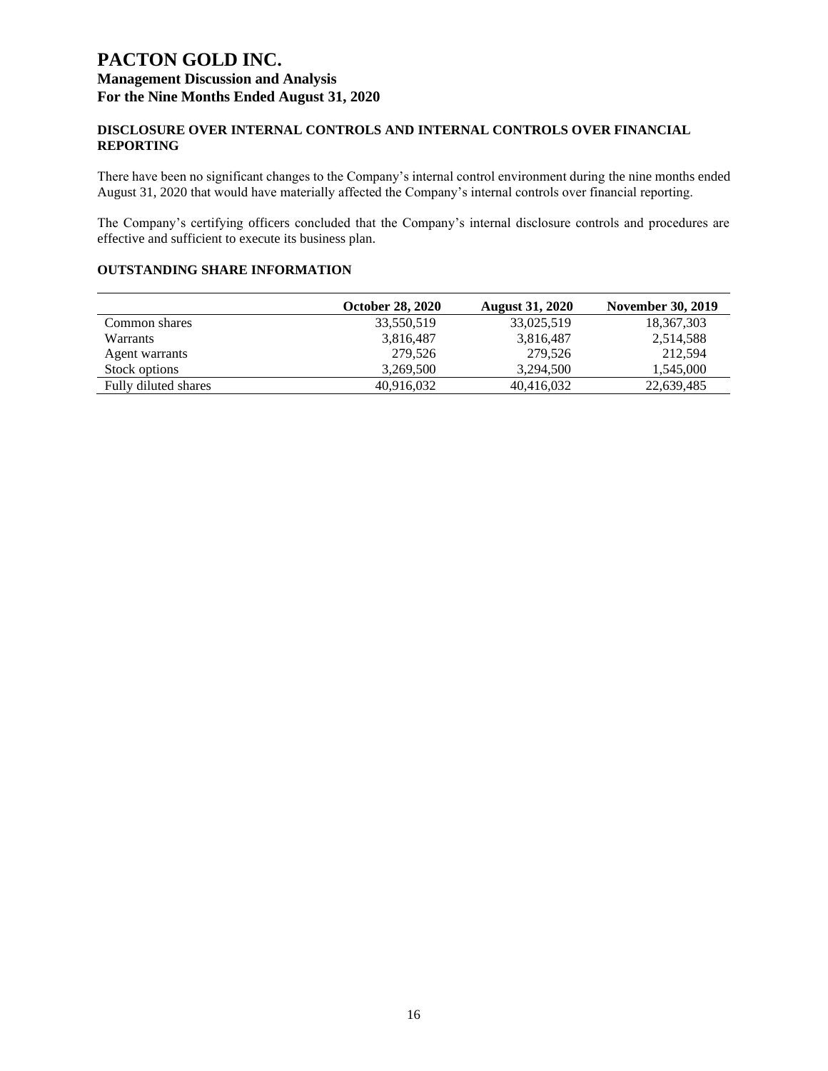# PACTON GOLD INC.

## Management Discussion and Analysis

## For the Nine Months Ended August 31, 2020

### DISCLOSURE OVER INTERNAL CONTROLS AND INTERNAL CONTROLS OVER FINANCIAL REPORTING

There have been no significant changes to the Company's internal control environment during the nine months ended August 31, 2020 that would have materially affected the Company's internal controls over financial reporting.

The Company's certifying officers concluded that the Company's internal disclosure controls and procedures are effective and sufficient to execute its business plan.

### OUTSTANDING SHARE INFORMATION

| | October 28, 2020 | August 31, 2020 | November 30, 2019 |
|---|---|---|---|
| Common shares | 33,550,519 | 33,025,519 | 18,367,303 |
| Warrants | 3,816,487 | 3,816,487 | 2,514,588 |
| Agent warrants | 279,526 | 279,526 | 212,594 |
| Stock options | 3,269,500 | 3,294,500 | 1,545,000 |
| Fully diluted shares | 40,916,032 | 40,416,032 | 22,639,485 |